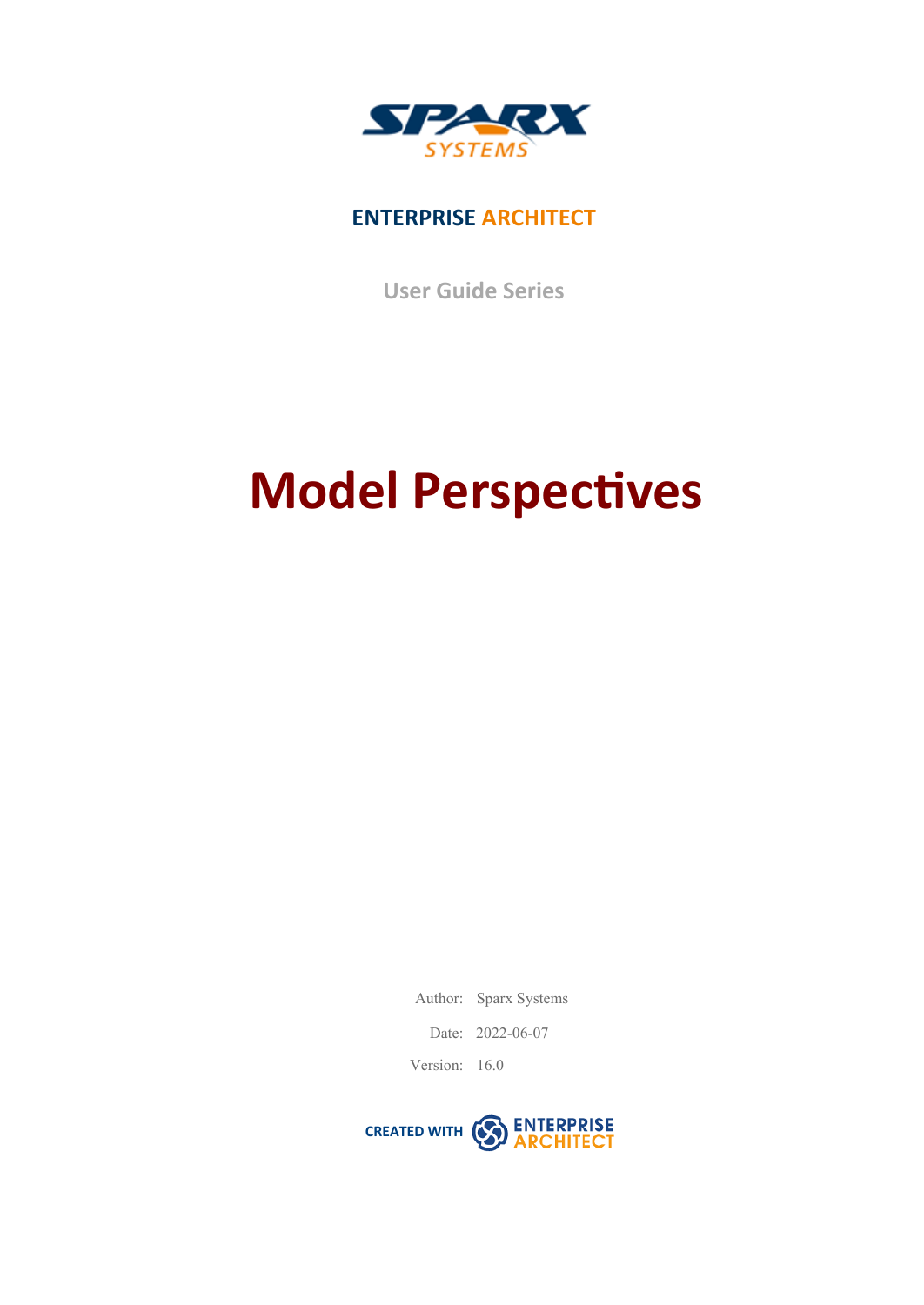ENTERPRISE ARCHITECT

User Guide Series

# Model Perspectives

Author: Sparx Systems

Date: 2022-06-07

Version: 16.0

CREATED WITH ENTERPRISE ARCHITECT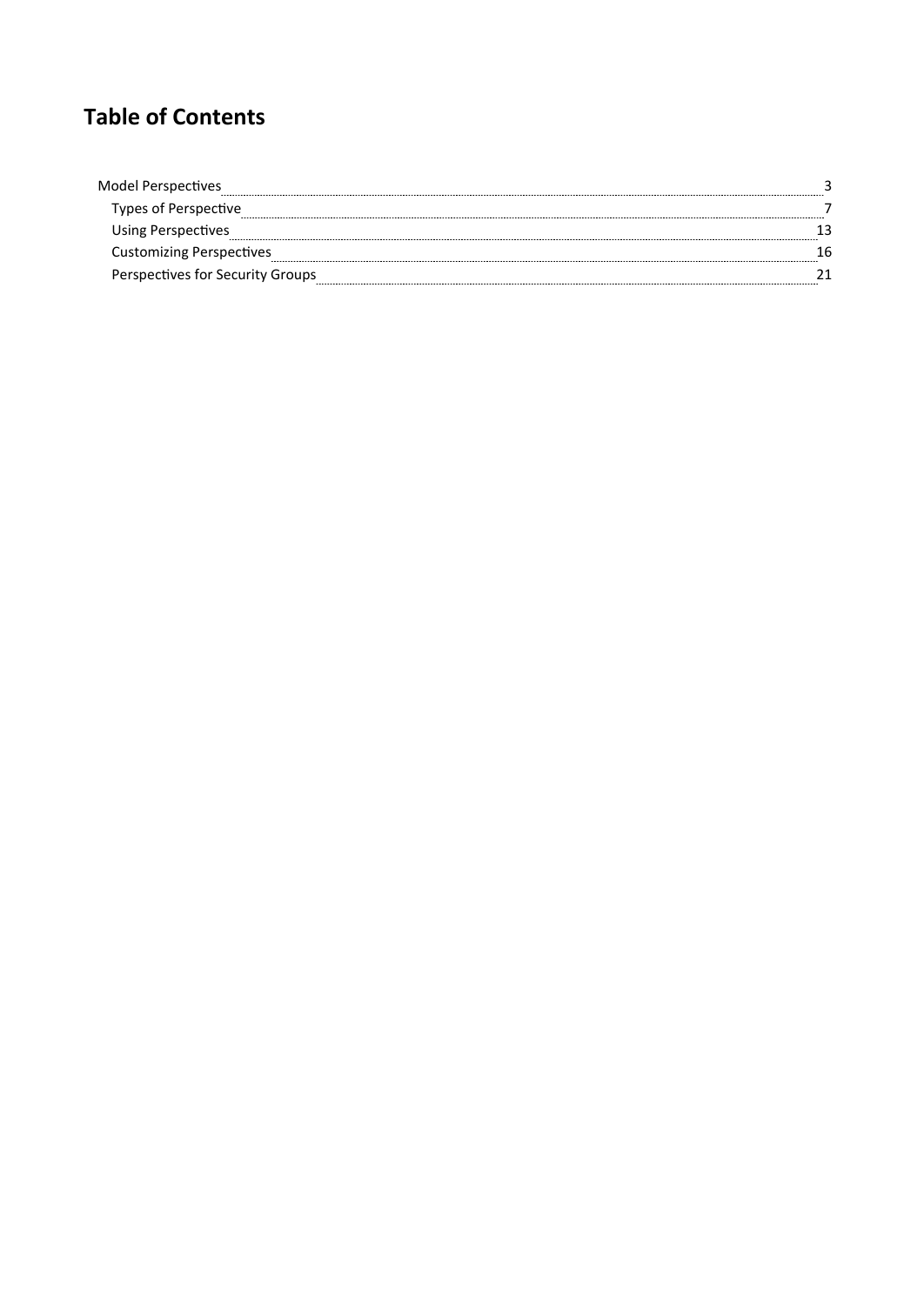# Table of Contents

- Model Perspectives ........ 3
  - Types of Perspective ........ 7
  - Using Perspectives ........ 13
  - Customizing Perspectives ........ 16
  - Perspectives for Security Groups ........ 21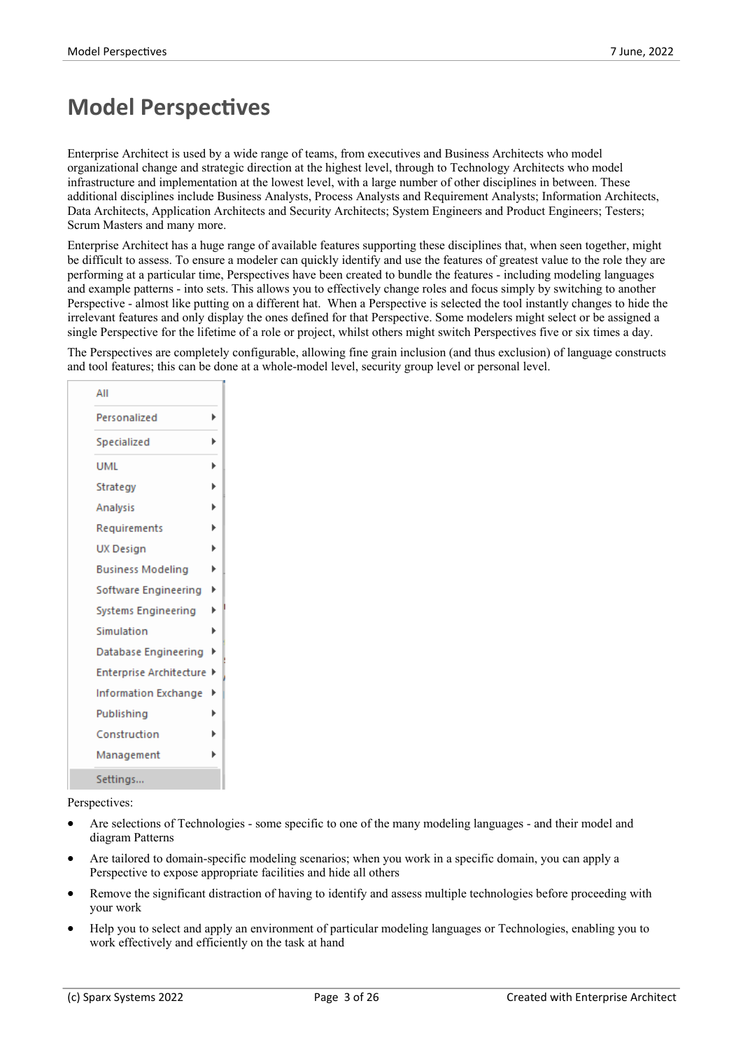# Model Perspectives

Enterprise Architect is used by a wide range of teams, from executives and Business Architects who model organizational change and strategic direction at the highest level, through to Technology Architects who model infrastructure and implementation at the lowest level, with a large number of other disciplines in between. These additional disciplines include Business Analysts, Process Analysts and Requirement Analysts; Information Architects, Data Architects, Application Architects and Security Architects; System Engineers and Product Engineers; Testers; Scrum Masters and many more.

Enterprise Architect has a huge range of available features supporting these disciplines that, when seen together, might be difficult to assess. To ensure a modeler can quickly identify and use the features of greatest value to the role they are performing at a particular time, Perspectives have been created to bundle the features - including modeling languages and example patterns - into sets. This allows you to effectively change roles and focus simply by switching to another Perspective - almost like putting on a different hat. When a Perspective is selected the tool instantly changes to hide the irrelevant features and only display the ones defined for that Perspective. Some modelers might select or be assigned a single Perspective for the lifetime of a role or project, whilst others might switch Perspectives five or six times a day.

The Perspectives are completely configurable, allowing fine grain inclusion (and thus exclusion) of language constructs and tool features; this can be done at a whole-model level, security group level or personal level.

- All
- Personalized
- Specialized
- UML
- Strategy
- Analysis
- Requirements
- UX Design
- Business Modeling
- Software Engineering
- Systems Engineering
- Simulation
- Database Engineering
- Enterprise Architecture
- Information Exchange
- Publishing
- Construction
- Management
- Settings...

Perspectives:

- Are selections of Technologies - some specific to one of the many modeling languages - and their model and diagram Patterns
- Are tailored to domain-specific modeling scenarios; when you work in a specific domain, you can apply a Perspective to expose appropriate facilities and hide all others
- Remove the significant distraction of having to identify and assess multiple technologies before proceeding with your work
- Help you to select and apply an environment of particular modeling languages or Technologies, enabling you to work effectively and efficiently on the task at hand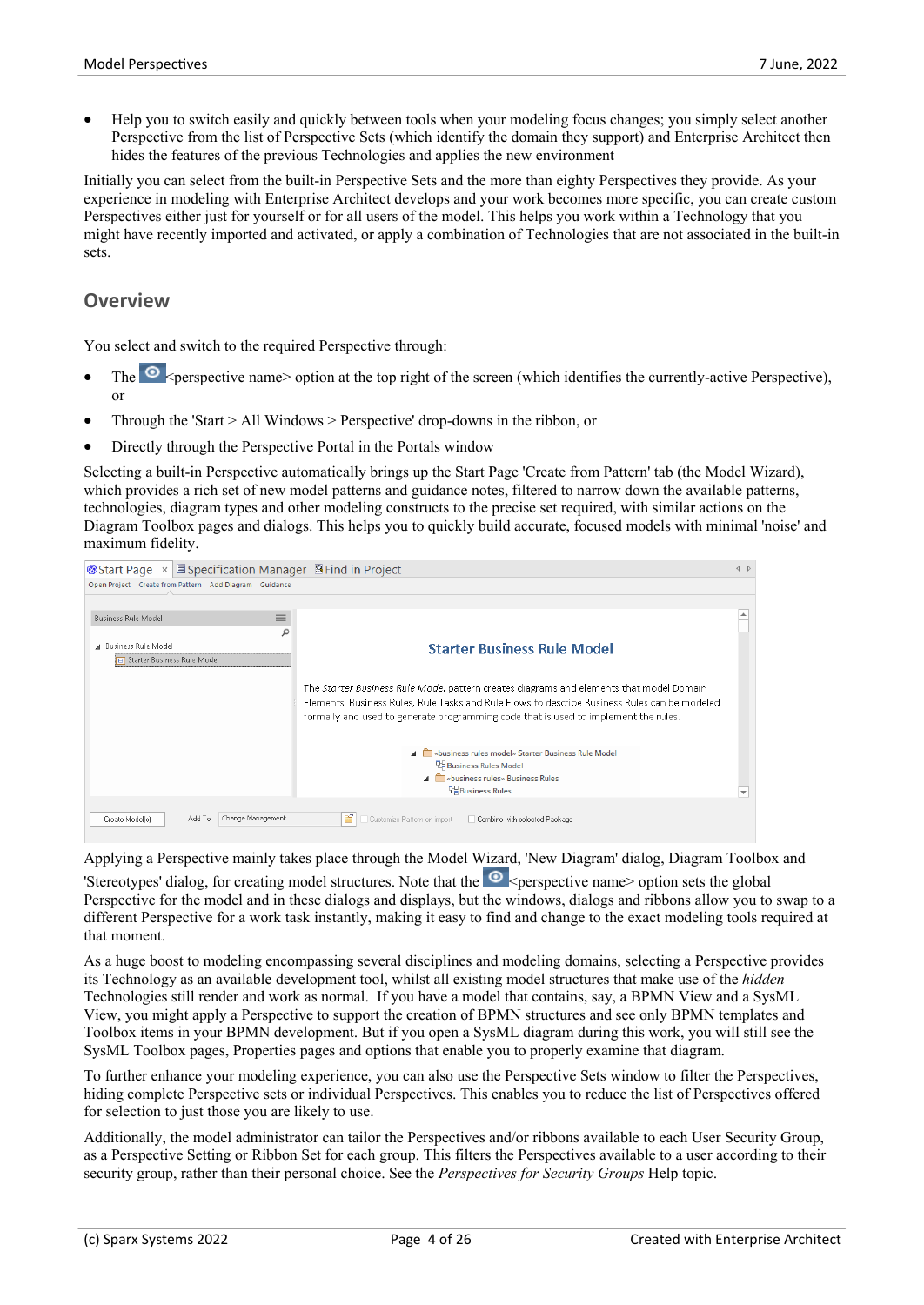- Help you to switch easily and quickly between tools when your modeling focus changes; you simply select another Perspective from the list of Perspective Sets (which identify the domain they support) and Enterprise Architect then hides the features of the previous Technologies and applies the new environment

Initially you can select from the built-in Perspective Sets and the more than eighty Perspectives they provide. As your experience in modeling with Enterprise Architect develops and your work becomes more specific, you can create custom Perspectives either just for yourself or for all users of the model. This helps you work within a Technology that you might have recently imported and activated, or apply a combination of Technologies that are not associated in the built-in sets.

## Overview

You select and switch to the required Perspective through:

- The <perspective name> option at the top right of the screen (which identifies the currently-active Perspective), or
- Through the 'Start > All Windows > Perspective' drop-downs in the ribbon, or
- Directly through the Perspective Portal in the Portals window

Selecting a built-in Perspective automatically brings up the Start Page 'Create from Pattern' tab (the Model Wizard), which provides a rich set of new model patterns and guidance notes, filtered to narrow down the available patterns, technologies, diagram types and other modeling constructs to the precise set required, with similar actions on the Diagram Toolbox pages and dialogs. This helps you to quickly build accurate, focused models with minimal 'noise' and maximum fidelity.

Applying a Perspective mainly takes place through the Model Wizard, 'New Diagram' dialog, Diagram Toolbox and 'Stereotypes' dialog, for creating model structures. Note that the <perspective name> option sets the global Perspective for the model and in these dialogs and displays, but the windows, dialogs and ribbons allow you to swap to a different Perspective for a work task instantly, making it easy to find and change to the exact modeling tools required at that moment.

As a huge boost to modeling encompassing several disciplines and modeling domains, selecting a Perspective provides its Technology as an available development tool, whilst all existing model structures that make use of the *hidden* Technologies still render and work as normal. If you have a model that contains, say, a BPMN View and a SysML View, you might apply a Perspective to support the creation of BPMN structures and see only BPMN templates and Toolbox items in your BPMN development. But if you open a SysML diagram during this work, you will still see the SysML Toolbox pages, Properties pages and options that enable you to properly examine that diagram.

To further enhance your modeling experience, you can also use the Perspective Sets window to filter the Perspectives, hiding complete Perspective sets or individual Perspectives. This enables you to reduce the list of Perspectives offered for selection to just those you are likely to use.

Additionally, the model administrator can tailor the Perspectives and/or ribbons available to each User Security Group, as a Perspective Setting or Ribbon Set for each group. This filters the Perspectives available to a user according to their security group, rather than their personal choice. See the *Perspectives for Security Groups* Help topic.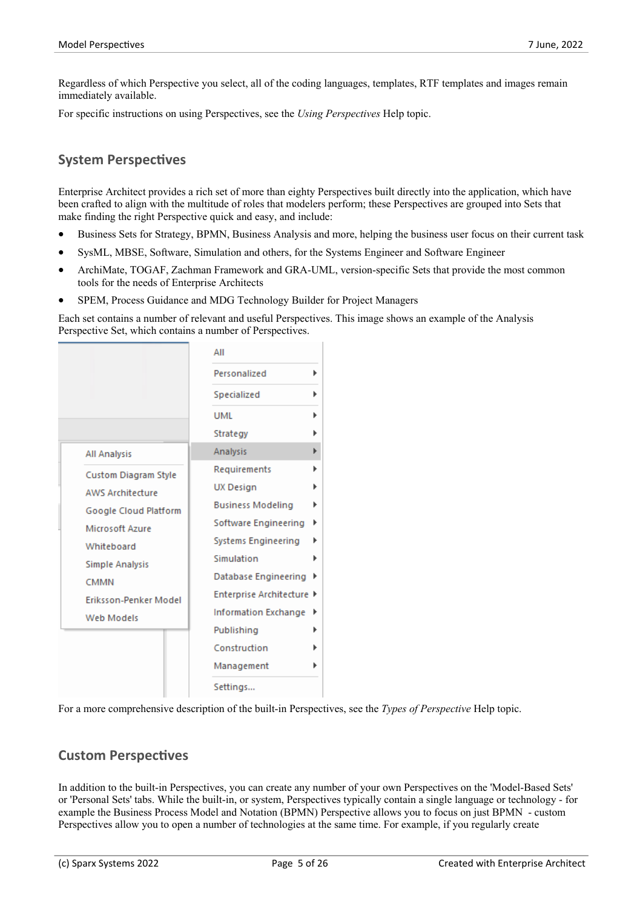Regardless of which Perspective you select, all of the coding languages, templates, RTF templates and images remain immediately available.

For specific instructions on using Perspectives, see the *Using Perspectives* Help topic.

## System Perspectives

Enterprise Architect provides a rich set of more than eighty Perspectives built directly into the application, which have been crafted to align with the multitude of roles that modelers perform; these Perspectives are grouped into Sets that make finding the right Perspective quick and easy, and include:

- Business Sets for Strategy, BPMN, Business Analysis and more, helping the business user focus on their current task
- SysML, MBSE, Software, Simulation and others, for the Systems Engineer and Software Engineer
- ArchiMate, TOGAF, Zachman Framework and GRA-UML, version-specific Sets that provide the most common tools for the needs of Enterprise Architects
- SPEM, Process Guidance and MDG Technology Builder for Project Managers

Each set contains a number of relevant and useful Perspectives. This image shows an example of the Analysis Perspective Set, which contains a number of Perspectives.

For a more comprehensive description of the built-in Perspectives, see the *Types of Perspective* Help topic.

## Custom Perspectives

In addition to the built-in Perspectives, you can create any number of your own Perspectives on the 'Model-Based Sets' or 'Personal Sets' tabs. While the built-in, or system, Perspectives typically contain a single language or technology - for example the Business Process Model and Notation (BPMN) Perspective allows you to focus on just BPMN - custom Perspectives allow you to open a number of technologies at the same time. For example, if you regularly create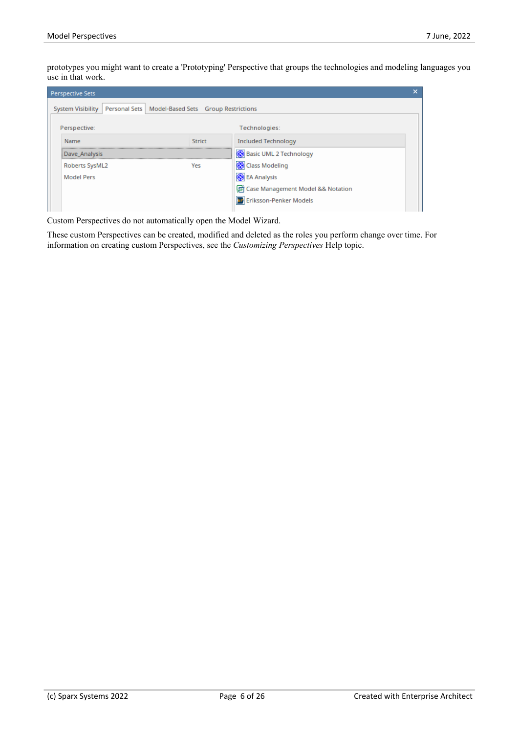prototypes you might want to create a 'Prototyping' Perspective that groups the technologies and modeling languages you use in that work.

Custom Perspectives do not automatically open the Model Wizard.

These custom Perspectives can be created, modified and deleted as the roles you perform change over time. For information on creating custom Perspectives, see the *Customizing Perspectives* Help topic.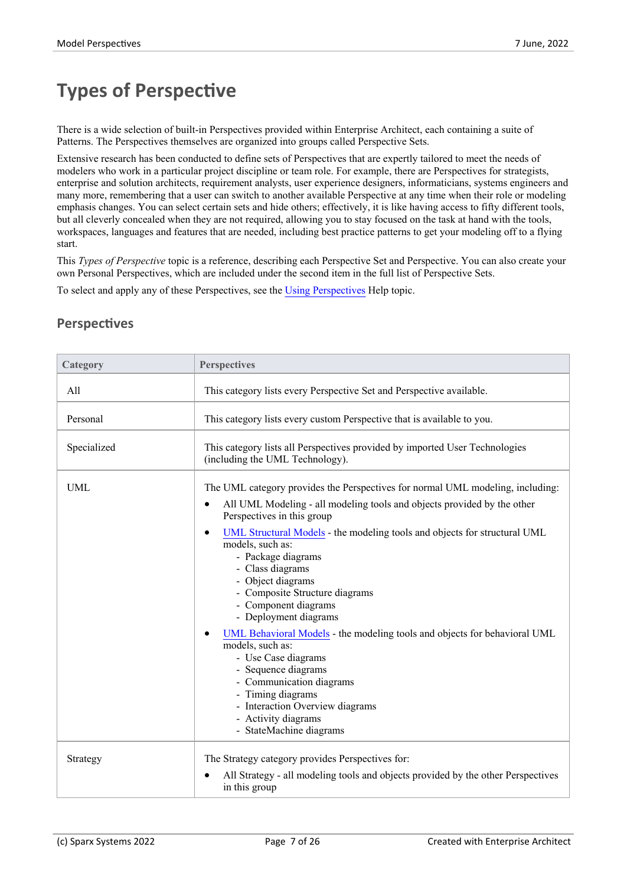# Types of Perspective

There is a wide selection of built-in Perspectives provided within Enterprise Architect, each containing a suite of Patterns. The Perspectives themselves are organized into groups called Perspective Sets.

Extensive research has been conducted to define sets of Perspectives that are expertly tailored to meet the needs of modelers who work in a particular project discipline or team role. For example, there are Perspectives for strategists, enterprise and solution architects, requirement analysts, user experience designers, informaticians, systems engineers and many more, remembering that a user can switch to another available Perspective at any time when their role or modeling emphasis changes. You can select certain sets and hide others; effectively, it is like having access to fifty different tools, but all cleverly concealed when they are not required, allowing you to stay focused on the task at hand with the tools, workspaces, languages and features that are needed, including best practice patterns to get your modeling off to a flying start.

This *Types of Perspective* topic is a reference, describing each Perspective Set and Perspective. You can also create your own Personal Perspectives, which are included under the second item in the full list of Perspective Sets.

To select and apply any of these Perspectives, see the Using Perspectives Help topic.

## Perspectives

| Category | Perspectives |
|---|---|
| All | This category lists every Perspective Set and Perspective available. |
| Personal | This category lists every custom Perspective that is available to you. |
| Specialized | This category lists all Perspectives provided by imported User Technologies (including the UML Technology). |
| UML | The UML category provides the Perspectives for normal UML modeling, including:<br>• All UML Modeling - all modeling tools and objects provided by the other Perspectives in this group<br>• UML Structural Models - the modeling tools and objects for structural UML models, such as:<br>&nbsp;&nbsp;- Package diagrams<br>&nbsp;&nbsp;- Class diagrams<br>&nbsp;&nbsp;- Object diagrams<br>&nbsp;&nbsp;- Composite Structure diagrams<br>&nbsp;&nbsp;- Component diagrams<br>&nbsp;&nbsp;- Deployment diagrams<br>• UML Behavioral Models - the modeling tools and objects for behavioral UML models, such as:<br>&nbsp;&nbsp;- Use Case diagrams<br>&nbsp;&nbsp;- Sequence diagrams<br>&nbsp;&nbsp;- Communication diagrams<br>&nbsp;&nbsp;- Timing diagrams<br>&nbsp;&nbsp;- Interaction Overview diagrams<br>&nbsp;&nbsp;- Activity diagrams<br>&nbsp;&nbsp;- StateMachine diagrams |
| Strategy | The Strategy category provides Perspectives for:<br>• All Strategy - all modeling tools and objects provided by the other Perspectives in this group |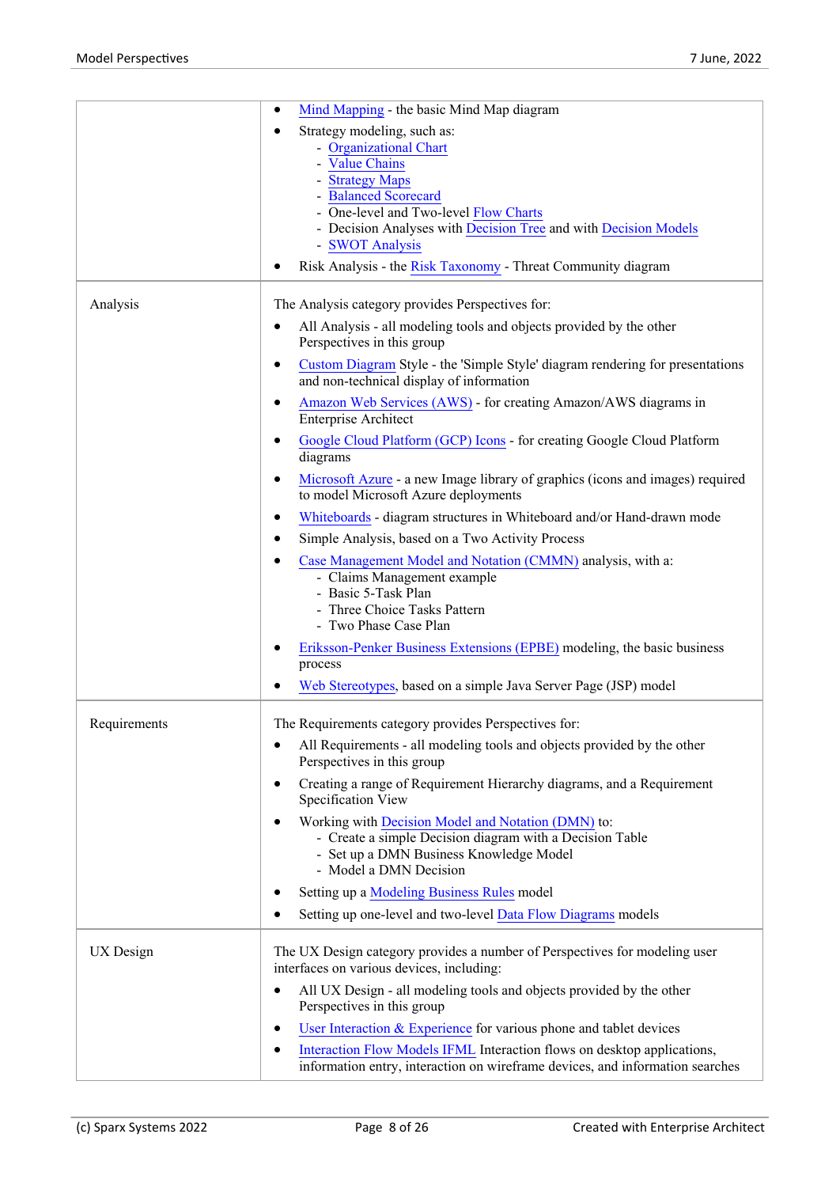| | |
|---|---|
| | • Mind Mapping - the basic Mind Map diagram<br>• Strategy modeling, such as:<br>  - Organizational Chart<br>  - Value Chains<br>  - Strategy Maps<br>  - Balanced Scorecard<br>  - One-level and Two-level Flow Charts<br>  - Decision Analyses with Decision Tree and with Decision Models<br>  - SWOT Analysis<br>• Risk Analysis - the Risk Taxonomy - Threat Community diagram |
| Analysis | The Analysis category provides Perspectives for:<br>• All Analysis - all modeling tools and objects provided by the other Perspectives in this group<br>• Custom Diagram Style - the 'Simple Style' diagram rendering for presentations and non-technical display of information<br>• Amazon Web Services (AWS) - for creating Amazon/AWS diagrams in Enterprise Architect<br>• Google Cloud Platform (GCP) Icons - for creating Google Cloud Platform diagrams<br>• Microsoft Azure - a new Image library of graphics (icons and images) required to model Microsoft Azure deployments<br>• Whiteboards - diagram structures in Whiteboard and/or Hand-drawn mode<br>• Simple Analysis, based on a Two Activity Process<br>• Case Management Model and Notation (CMMN) analysis, with a:<br>  - Claims Management example<br>  - Basic 5-Task Plan<br>  - Three Choice Tasks Pattern<br>  - Two Phase Case Plan<br>• Eriksson-Penker Business Extensions (EPBE) modeling, the basic business process<br>• Web Stereotypes, based on a simple Java Server Page (JSP) model |
| Requirements | The Requirements category provides Perspectives for:<br>• All Requirements - all modeling tools and objects provided by the other Perspectives in this group<br>• Creating a range of Requirement Hierarchy diagrams, and a Requirement Specification View<br>• Working with Decision Model and Notation (DMN) to:<br>  - Create a simple Decision diagram with a Decision Table<br>  - Set up a DMN Business Knowledge Model<br>  - Model a DMN Decision<br>• Setting up a Modeling Business Rules model<br>• Setting up one-level and two-level Data Flow Diagrams models |
| UX Design | The UX Design category provides a number of Perspectives for modeling user interfaces on various devices, including:<br>• All UX Design - all modeling tools and objects provided by the other Perspectives in this group<br>• User Interaction & Experience for various phone and tablet devices<br>• Interaction Flow Models IFML Interaction flows on desktop applications, information entry, interaction on wireframe devices, and information searches |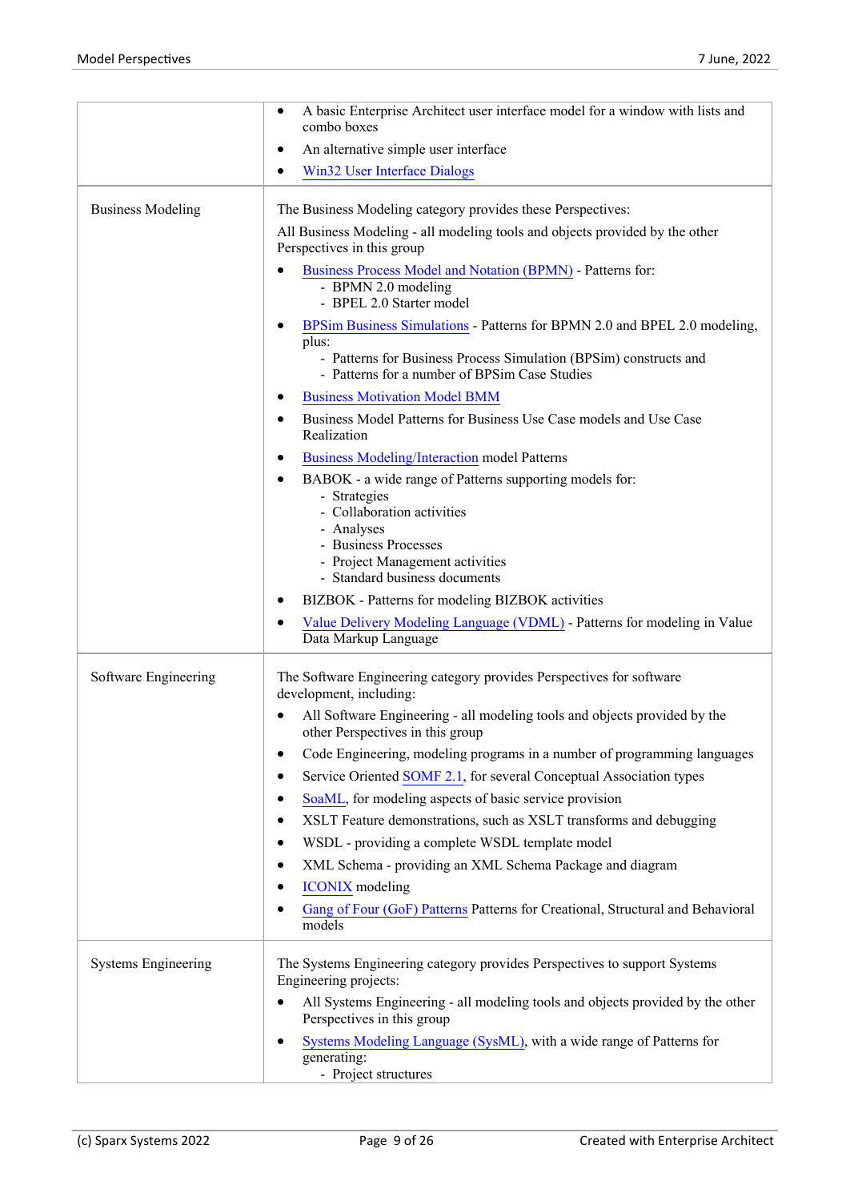| | |
|---|---|
| | • A basic Enterprise Architect user interface model for a window with lists and combo boxes<br>• An alternative simple user interface<br>• Win32 User Interface Dialogs |
| Business Modeling | The Business Modeling category provides these Perspectives:<br>All Business Modeling - all modeling tools and objects provided by the other Perspectives in this group<br>• Business Process Model and Notation (BPMN) - Patterns for:<br>&nbsp;&nbsp;- BPMN 2.0 modeling<br>&nbsp;&nbsp;- BPEL 2.0 Starter model<br>• BPSim Business Simulations - Patterns for BPMN 2.0 and BPEL 2.0 modeling, plus:<br>&nbsp;&nbsp;- Patterns for Business Process Simulation (BPSim) constructs and<br>&nbsp;&nbsp;- Patterns for a number of BPSim Case Studies<br>• Business Motivation Model BMM<br>• Business Model Patterns for Business Use Case models and Use Case Realization<br>• Business Modeling/Interaction model Patterns<br>• BABOK - a wide range of Patterns supporting models for:<br>&nbsp;&nbsp;- Strategies<br>&nbsp;&nbsp;- Collaboration activities<br>&nbsp;&nbsp;- Analyses<br>&nbsp;&nbsp;- Business Processes<br>&nbsp;&nbsp;- Project Management activities<br>&nbsp;&nbsp;- Standard business documents<br>• BIZBOK - Patterns for modeling BIZBOK activities<br>• Value Delivery Modeling Language (VDML) - Patterns for modeling in Value Data Markup Language |
| Software Engineering | The Software Engineering category provides Perspectives for software development, including:<br>• All Software Engineering - all modeling tools and objects provided by the other Perspectives in this group<br>• Code Engineering, modeling programs in a number of programming languages<br>• Service Oriented SOMF 2.1, for several Conceptual Association types<br>• SoaML, for modeling aspects of basic service provision<br>• XSLT Feature demonstrations, such as XSLT transforms and debugging<br>• WSDL - providing a complete WSDL template model<br>• XML Schema - providing an XML Schema Package and diagram<br>• ICONIX modeling<br>• Gang of Four (GoF) Patterns Patterns for Creational, Structural and Behavioral models |
| Systems Engineering | The Systems Engineering category provides Perspectives to support Systems Engineering projects:<br>• All Systems Engineering - all modeling tools and objects provided by the other Perspectives in this group<br>• Systems Modeling Language (SysML), with a wide range of Patterns for generating:<br>&nbsp;&nbsp;- Project structures |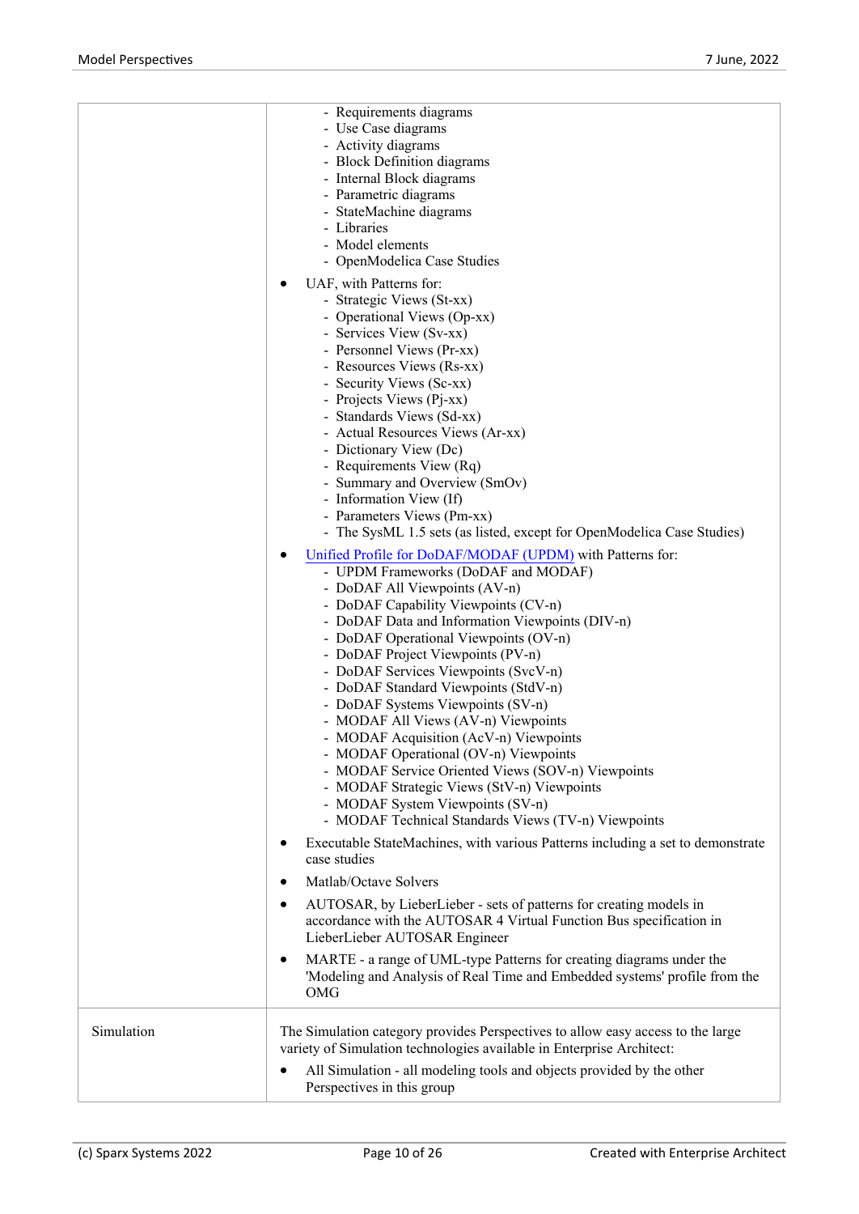| | |
|---|---|
| | - Requirements diagrams<br>- Use Case diagrams<br>- Activity diagrams<br>- Block Definition diagrams<br>- Internal Block diagrams<br>- Parametric diagrams<br>- StateMachine diagrams<br>- Libraries<br>- Model elements<br>- OpenModelica Case Studies<br><br>• UAF, with Patterns for:<br>- Strategic Views (St-xx)<br>- Operational Views (Op-xx)<br>- Services View (Sv-xx)<br>- Personnel Views (Pr-xx)<br>- Resources Views (Rs-xx)<br>- Security Views (Sc-xx)<br>- Projects Views (Pj-xx)<br>- Standards Views (Sd-xx)<br>- Actual Resources Views (Ar-xx)<br>- Dictionary View (Dc)<br>- Requirements View (Rq)<br>- Summary and Overview (SmOv)<br>- Information View (If)<br>- Parameters Views (Pm-xx)<br>- The SysML 1.5 sets (as listed, except for OpenModelica Case Studies)<br><br>• Unified Profile for DoDAF/MODAF (UPDM) with Patterns for:<br>- UPDM Frameworks (DoDAF and MODAF)<br>- DoDAF All Viewpoints (AV-n)<br>- DoDAF Capability Viewpoints (CV-n)<br>- DoDAF Data and Information Viewpoints (DIV-n)<br>- DoDAF Operational Viewpoints (OV-n)<br>- DoDAF Project Viewpoints (PV-n)<br>- DoDAF Services Viewpoints (SvcV-n)<br>- DoDAF Standard Viewpoints (StdV-n)<br>- DoDAF Systems Viewpoints (SV-n)<br>- MODAF All Views (AV-n) Viewpoints<br>- MODAF Acquisition (AcV-n) Viewpoints<br>- MODAF Operational (OV-n) Viewpoints<br>- MODAF Service Oriented Views (SOV-n) Viewpoints<br>- MODAF Strategic Views (StV-n) Viewpoints<br>- MODAF System Viewpoints (SV-n)<br>- MODAF Technical Standards Views (TV-n) Viewpoints<br><br>• Executable StateMachines, with various Patterns including a set to demonstrate case studies<br><br>• Matlab/Octave Solvers<br><br>• AUTOSAR, by LieberLieber - sets of patterns for creating models in accordance with the AUTOSAR 4 Virtual Function Bus specification in LieberLieber AUTOSAR Engineer<br><br>• MARTE - a range of UML-type Patterns for creating diagrams under the 'Modeling and Analysis of Real Time and Embedded systems' profile from the OMG |
| Simulation | The Simulation category provides Perspectives to allow easy access to the large variety of Simulation technologies available in Enterprise Architect:<br><br>• All Simulation - all modeling tools and objects provided by the other Perspectives in this group |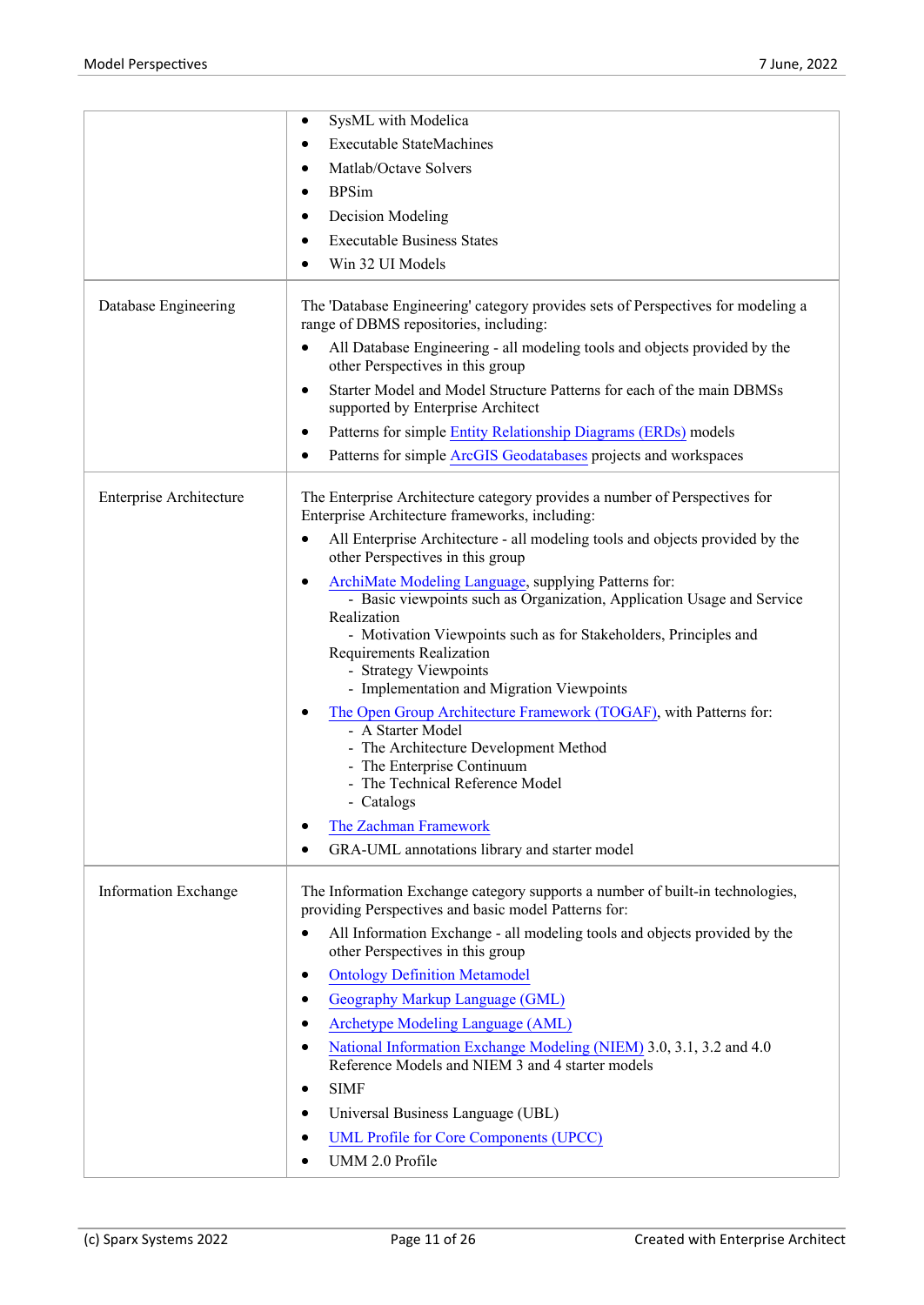| | |
|---|---|
| | • SysML with Modelica<br>• Executable StateMachines<br>• Matlab/Octave Solvers<br>• BPSim<br>• Decision Modeling<br>• Executable Business States<br>• Win 32 UI Models |
| Database Engineering | The 'Database Engineering' category provides sets of Perspectives for modeling a range of DBMS repositories, including:<br>• All Database Engineering - all modeling tools and objects provided by the other Perspectives in this group<br>• Starter Model and Model Structure Patterns for each of the main DBMSs supported by Enterprise Architect<br>• Patterns for simple Entity Relationship Diagrams (ERDs) models<br>• Patterns for simple ArcGIS Geodatabases projects and workspaces |
| Enterprise Architecture | The Enterprise Architecture category provides a number of Perspectives for Enterprise Architecture frameworks, including:<br>• All Enterprise Architecture - all modeling tools and objects provided by the other Perspectives in this group<br>• ArchiMate Modeling Language, supplying Patterns for:<br>- Basic viewpoints such as Organization, Application Usage and Service Realization<br>- Motivation Viewpoints such as for Stakeholders, Principles and Requirements Realization<br>- Strategy Viewpoints<br>- Implementation and Migration Viewpoints<br>• The Open Group Architecture Framework (TOGAF), with Patterns for:<br>- A Starter Model<br>- The Architecture Development Method<br>- The Enterprise Continuum<br>- The Technical Reference Model<br>- Catalogs<br>• The Zachman Framework<br>• GRA-UML annotations library and starter model |
| Information Exchange | The Information Exchange category supports a number of built-in technologies, providing Perspectives and basic model Patterns for:<br>• All Information Exchange - all modeling tools and objects provided by the other Perspectives in this group<br>• Ontology Definition Metamodel<br>• Geography Markup Language (GML)<br>• Archetype Modeling Language (AML)<br>• National Information Exchange Modeling (NIEM) 3.0, 3.1, 3.2 and 4.0 Reference Models and NIEM 3 and 4 starter models<br>• SIMF<br>• Universal Business Language (UBL)<br>• UML Profile for Core Components (UPCC)<br>• UMM 2.0 Profile |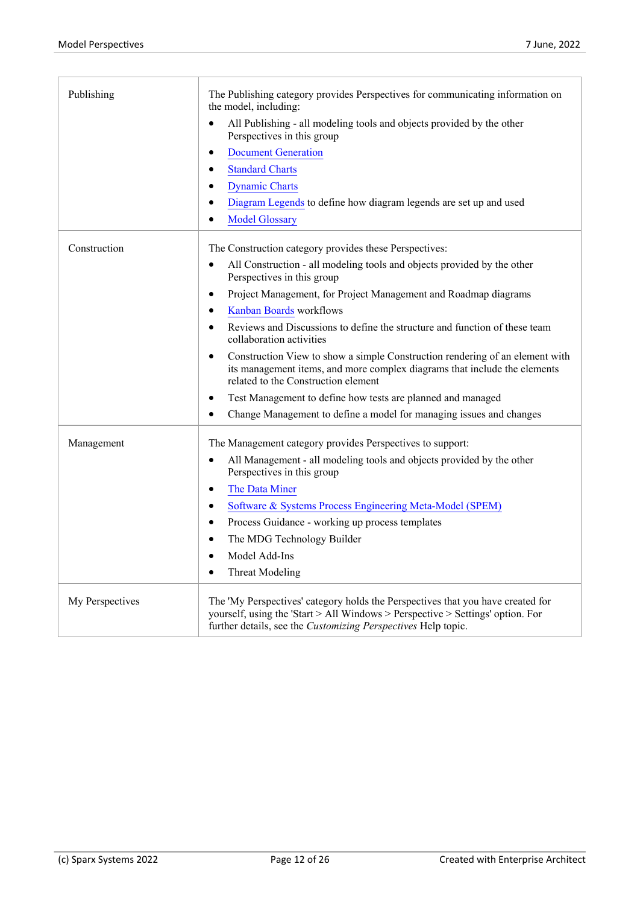| | |
|---|---|
| Publishing | The Publishing category provides Perspectives for communicating information on the model, including:<br>• All Publishing - all modeling tools and objects provided by the other Perspectives in this group<br>• Document Generation<br>• Standard Charts<br>• Dynamic Charts<br>• Diagram Legends to define how diagram legends are set up and used<br>• Model Glossary |
| Construction | The Construction category provides these Perspectives:<br>• All Construction - all modeling tools and objects provided by the other Perspectives in this group<br>• Project Management, for Project Management and Roadmap diagrams<br>• Kanban Boards workflows<br>• Reviews and Discussions to define the structure and function of these team collaboration activities<br>• Construction View to show a simple Construction rendering of an element with its management items, and more complex diagrams that include the elements related to the Construction element<br>• Test Management to define how tests are planned and managed<br>• Change Management to define a model for managing issues and changes |
| Management | The Management category provides Perspectives to support:<br>• All Management - all modeling tools and objects provided by the other Perspectives in this group<br>• The Data Miner<br>• Software & Systems Process Engineering Meta-Model (SPEM)<br>• Process Guidance - working up process templates<br>• The MDG Technology Builder<br>• Model Add-Ins<br>• Threat Modeling |
| My Perspectives | The 'My Perspectives' category holds the Perspectives that you have created for yourself, using the 'Start > All Windows > Perspective > Settings' option. For further details, see the *Customizing Perspectives* Help topic. |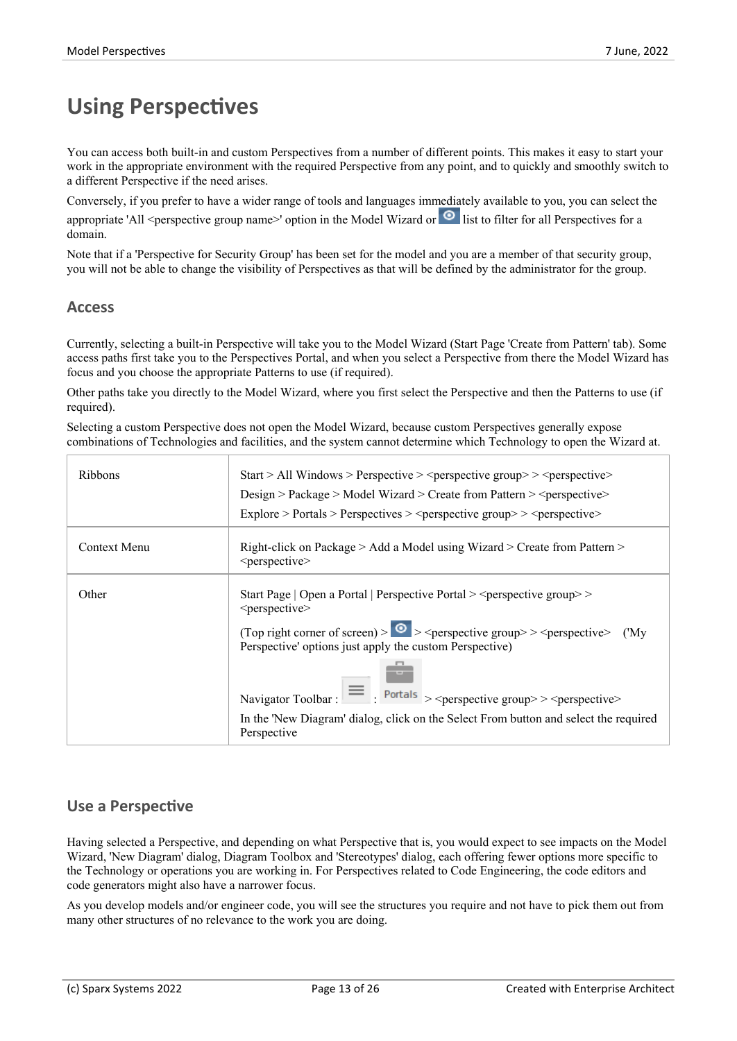# Using Perspectives

You can access both built-in and custom Perspectives from a number of different points. This makes it easy to start your work in the appropriate environment with the required Perspective from any point, and to quickly and smoothly switch to a different Perspective if the need arises.

Conversely, if you prefer to have a wider range of tools and languages immediately available to you, you can select the appropriate 'All <perspective group name>' option in the Model Wizard or list to filter for all Perspectives for a domain.

Note that if a 'Perspective for Security Group' has been set for the model and you are a member of that security group, you will not be able to change the visibility of Perspectives as that will be defined by the administrator for the group.

## Access

Currently, selecting a built-in Perspective will take you to the Model Wizard (Start Page 'Create from Pattern' tab). Some access paths first take you to the Perspectives Portal, and when you select a Perspective from there the Model Wizard has focus and you choose the appropriate Patterns to use (if required).

Other paths take you directly to the Model Wizard, where you first select the Perspective and then the Patterns to use (if required).

Selecting a custom Perspective does not open the Model Wizard, because custom Perspectives generally expose combinations of Technologies and facilities, and the system cannot determine which Technology to open the Wizard at.

| | |
|---|---|
| Ribbons | Start > All Windows > Perspective > <perspective group> > <perspective><br>Design > Package > Model Wizard > Create from Pattern > <perspective><br>Explore > Portals > Perspectives > <perspective group> > <perspective> |
| Context Menu | Right-click on Package > Add a Model using Wizard > Create from Pattern > <perspective> |
| Other | Start Page \| Open a Portal \| Perspective Portal > <perspective group> > <perspective><br>(Top right corner of screen) > > <perspective group> > <perspective> ('My Perspective' options just apply the custom Perspective)<br>Navigator Toolbar : : Portals > <perspective group> > <perspective><br>In the 'New Diagram' dialog, click on the Select From button and select the required Perspective |

## Use a Perspective

Having selected a Perspective, and depending on what Perspective that is, you would expect to see impacts on the Model Wizard, 'New Diagram' dialog, Diagram Toolbox and 'Stereotypes' dialog, each offering fewer options more specific to the Technology or operations you are working in. For Perspectives related to Code Engineering, the code editors and code generators might also have a narrower focus.

As you develop models and/or engineer code, you will see the structures you require and not have to pick them out from many other structures of no relevance to the work you are doing.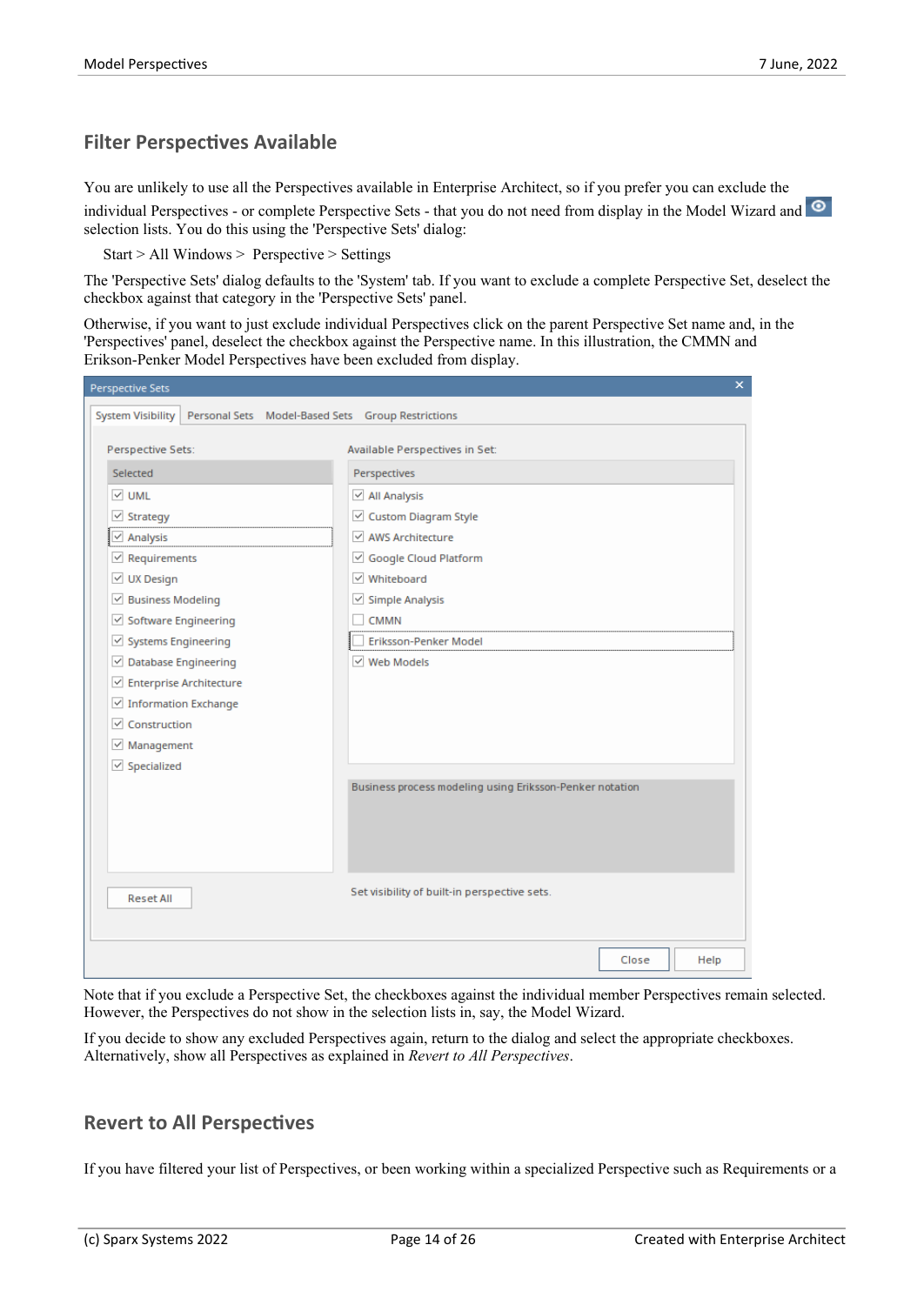## Filter Perspectives Available

You are unlikely to use all the Perspectives available in Enterprise Architect, so if you prefer you can exclude the individual Perspectives - or complete Perspective Sets - that you do not need from display in the Model Wizard and selection lists. You do this using the 'Perspective Sets' dialog:

Start > All Windows > Perspective > Settings

The 'Perspective Sets' dialog defaults to the 'System' tab. If you want to exclude a complete Perspective Set, deselect the checkbox against that category in the 'Perspective Sets' panel.

Otherwise, if you want to just exclude individual Perspectives click on the parent Perspective Set name and, in the 'Perspectives' panel, deselect the checkbox against the Perspective name. In this illustration, the CMMN and Erikson-Penker Model Perspectives have been excluded from display.

Note that if you exclude a Perspective Set, the checkboxes against the individual member Perspectives remain selected. However, the Perspectives do not show in the selection lists in, say, the Model Wizard.

If you decide to show any excluded Perspectives again, return to the dialog and select the appropriate checkboxes. Alternatively, show all Perspectives as explained in *Revert to All Perspectives*.

## Revert to All Perspectives

If you have filtered your list of Perspectives, or been working within a specialized Perspective such as Requirements or a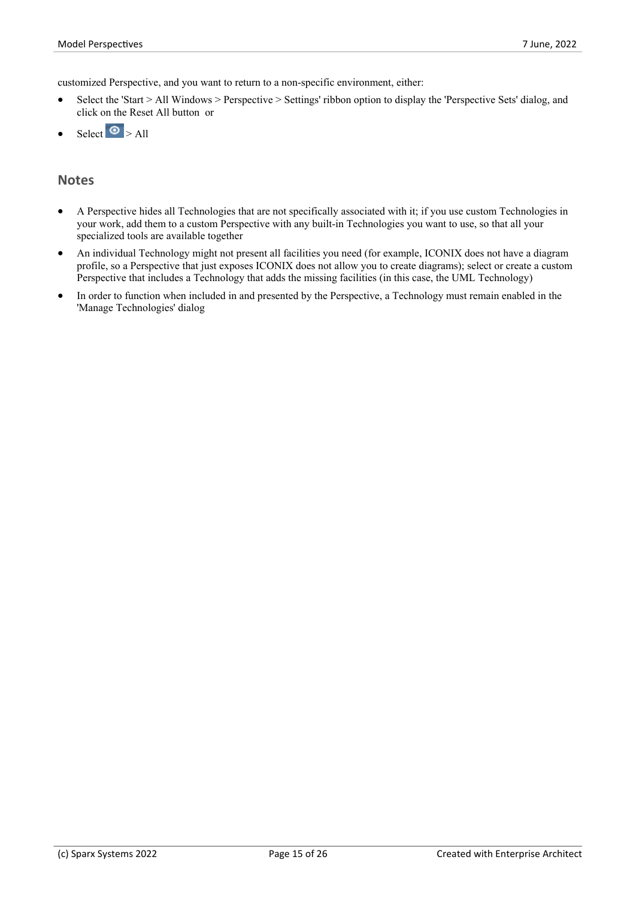customized Perspective, and you want to return to a non-specific environment, either:

- Select the 'Start > All Windows > Perspective > Settings' ribbon option to display the 'Perspective Sets' dialog, and click on the Reset All button or
- Select > All

## Notes

- A Perspective hides all Technologies that are not specifically associated with it; if you use custom Technologies in your work, add them to a custom Perspective with any built-in Technologies you want to use, so that all your specialized tools are available together
- An individual Technology might not present all facilities you need (for example, ICONIX does not have a diagram profile, so a Perspective that just exposes ICONIX does not allow you to create diagrams); select or create a custom Perspective that includes a Technology that adds the missing facilities (in this case, the UML Technology)
- In order to function when included in and presented by the Perspective, a Technology must remain enabled in the 'Manage Technologies' dialog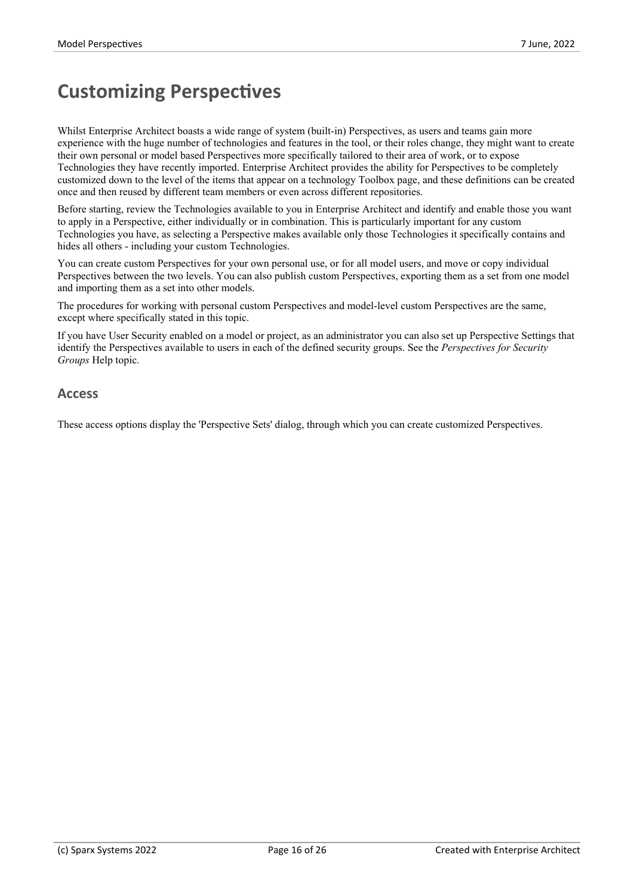# Customizing Perspectives

Whilst Enterprise Architect boasts a wide range of system (built-in) Perspectives, as users and teams gain more experience with the huge number of technologies and features in the tool, or their roles change, they might want to create their own personal or model based Perspectives more specifically tailored to their area of work, or to expose Technologies they have recently imported. Enterprise Architect provides the ability for Perspectives to be completely customized down to the level of the items that appear on a technology Toolbox page, and these definitions can be created once and then reused by different team members or even across different repositories.

Before starting, review the Technologies available to you in Enterprise Architect and identify and enable those you want to apply in a Perspective, either individually or in combination. This is particularly important for any custom Technologies you have, as selecting a Perspective makes available only those Technologies it specifically contains and hides all others - including your custom Technologies.

You can create custom Perspectives for your own personal use, or for all model users, and move or copy individual Perspectives between the two levels. You can also publish custom Perspectives, exporting them as a set from one model and importing them as a set into other models.

The procedures for working with personal custom Perspectives and model-level custom Perspectives are the same, except where specifically stated in this topic.

If you have User Security enabled on a model or project, as an administrator you can also set up Perspective Settings that identify the Perspectives available to users in each of the defined security groups. See the *Perspectives for Security Groups* Help topic.

## Access

These access options display the 'Perspective Sets' dialog, through which you can create customized Perspectives.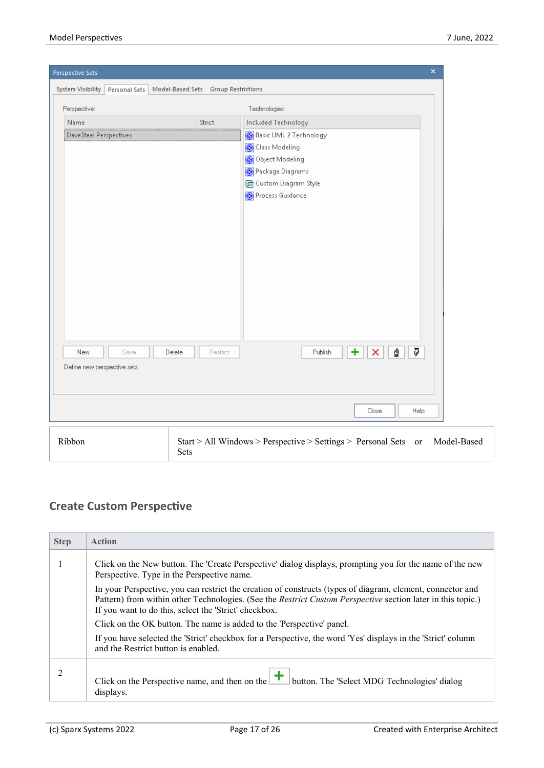| Ribbon | Start > All Windows > Perspective > Settings > Personal Sets or Model-Based Sets |
|---|---|

## Create Custom Perspective

| Step | Action |
|---|---|
| 1 | Click on the New button. The 'Create Perspective' dialog displays, prompting you for the name of the new Perspective. Type in the Perspective name.<br><br>In your Perspective, you can restrict the creation of constructs (types of diagram, element, connector and Pattern) from within other Technologies. (See the *Restrict Custom Perspective* section later in this topic.) If you want to do this, select the 'Strict' checkbox.<br><br>Click on the OK button. The name is added to the 'Perspective' panel.<br><br>If you have selected the 'Strict' checkbox for a Perspective, the word 'Yes' displays in the 'Strict' column and the Restrict button is enabled. |
| 2 | Click on the Perspective name, and then on the + button. The 'Select MDG Technologies' dialog displays. |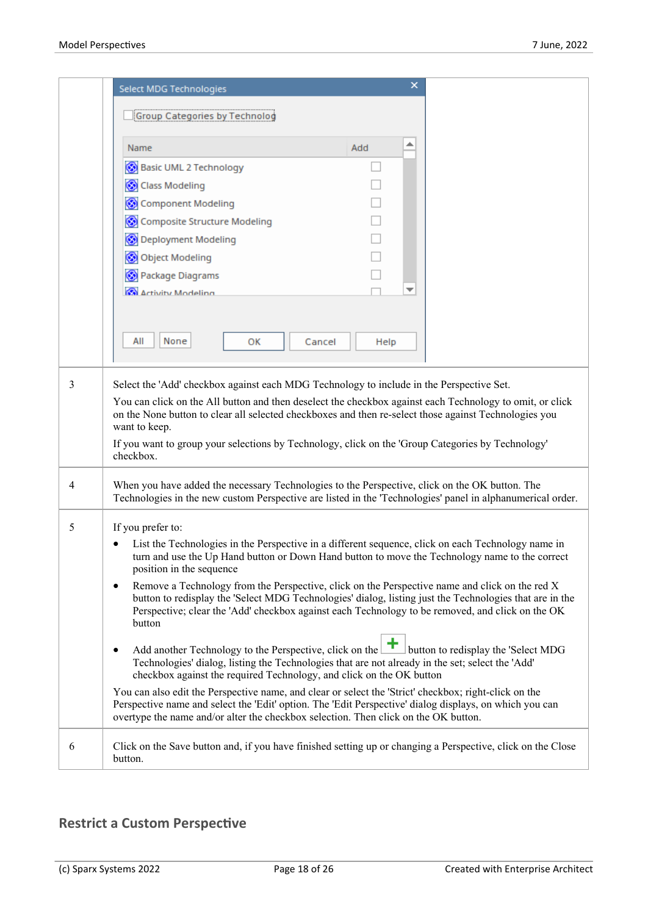| | |
|---|---|
| | Select MDG Technologies<br>Group Categories by Technolog<br>Name / Add<br>Basic UML 2 Technology<br>Class Modeling<br>Component Modeling<br>Composite Structure Modeling<br>Deployment Modeling<br>Object Modeling<br>Package Diagrams<br>Activity Modeling<br>All / None / OK / Cancel / Help |
| 3 | Select the 'Add' checkbox against each MDG Technology to include in the Perspective Set.<br><br>You can click on the All button and then deselect the checkbox against each Technology to omit, or click on the None button to clear all selected checkboxes and then re-select those against Technologies you want to keep.<br><br>If you want to group your selections by Technology, click on the 'Group Categories by Technology' checkbox. |
| 4 | When you have added the necessary Technologies to the Perspective, click on the OK button. The Technologies in the new custom Perspective are listed in the 'Technologies' panel in alphanumerical order. |
| 5 | If you prefer to:<br>• List the Technologies in the Perspective in a different sequence, click on each Technology name in turn and use the Up Hand button or Down Hand button to move the Technology name to the correct position in the sequence<br>• Remove a Technology from the Perspective, click on the Perspective name and click on the red X button to redisplay the 'Select MDG Technologies' dialog, listing just the Technologies that are in the Perspective; clear the 'Add' checkbox against each Technology to be removed, and click on the OK button<br>• Add another Technology to the Perspective, click on the + button to redisplay the 'Select MDG Technologies' dialog, listing the Technologies that are not already in the set; select the 'Add' checkbox against the required Technology, and click on the OK button<br><br>You can also edit the Perspective name, and clear or select the 'Strict' checkbox; right-click on the Perspective name and select the 'Edit' option. The 'Edit Perspective' dialog displays, on which you can overtype the name and/or alter the checkbox selection. Then click on the OK button. |
| 6 | Click on the Save button and, if you have finished setting up or changing a Perspective, click on the Close button. |

## Restrict a Custom Perspective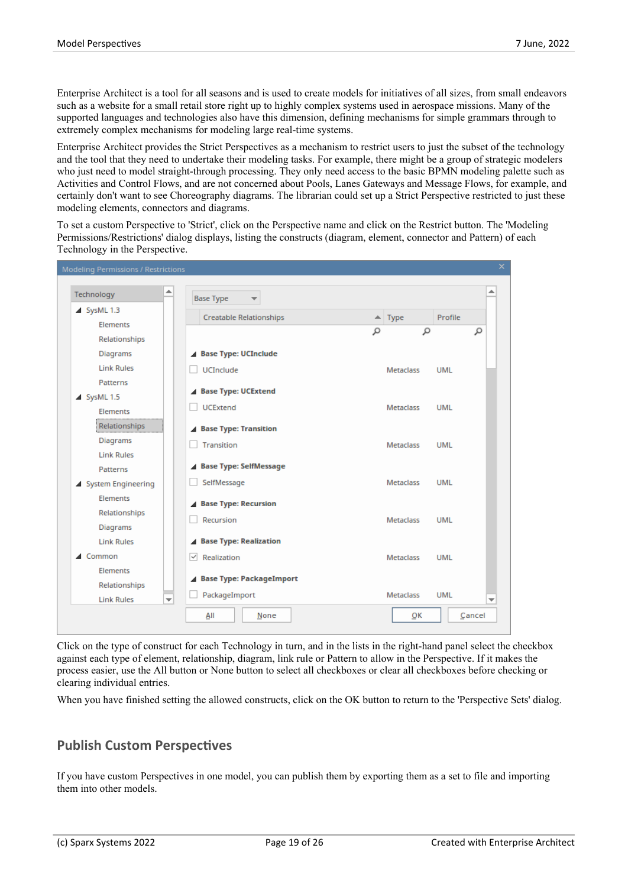Enterprise Architect is a tool for all seasons and is used to create models for initiatives of all sizes, from small endeavors such as a website for a small retail store right up to highly complex systems used in aerospace missions. Many of the supported languages and technologies also have this dimension, defining mechanisms for simple grammars through to extremely complex mechanisms for modeling large real-time systems.

Enterprise Architect provides the Strict Perspectives as a mechanism to restrict users to just the subset of the technology and the tool that they need to undertake their modeling tasks. For example, there might be a group of strategic modelers who just need to model straight-through processing. They only need access to the basic BPMN modeling palette such as Activities and Control Flows, and are not concerned about Pools, Lanes Gateways and Message Flows, for example, and certainly don't want to see Choreography diagrams. The librarian could set up a Strict Perspective restricted to just these modeling elements, connectors and diagrams.

To set a custom Perspective to 'Strict', click on the Perspective name and click on the Restrict button. The 'Modeling Permissions/Restrictions' dialog displays, listing the constructs (diagram, element, connector and Pattern) of each Technology in the Perspective.

Click on the type of construct for each Technology in turn, and in the lists in the right-hand panel select the checkbox against each type of element, relationship, diagram, link rule or Pattern to allow in the Perspective. If it makes the process easier, use the All button or None button to select all checkboxes or clear all checkboxes before checking or clearing individual entries.

When you have finished setting the allowed constructs, click on the OK button to return to the 'Perspective Sets' dialog.

## Publish Custom Perspectives

If you have custom Perspectives in one model, you can publish them by exporting them as a set to file and importing them into other models.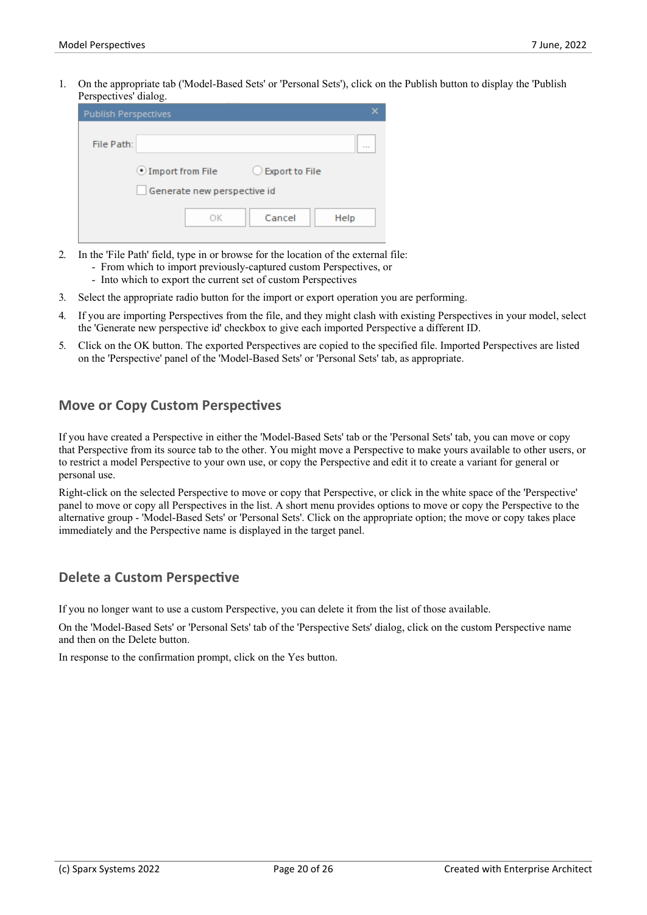1. On the appropriate tab ('Model-Based Sets' or 'Personal Sets'), click on the Publish button to display the 'Publish Perspectives' dialog.

2. In the 'File Path' field, type in or browse for the location of the external file:
   - From which to import previously-captured custom Perspectives, or
   - Into which to export the current set of custom Perspectives
3. Select the appropriate radio button for the import or export operation you are performing.
4. If you are importing Perspectives from the file, and they might clash with existing Perspectives in your model, select the 'Generate new perspective id' checkbox to give each imported Perspective a different ID.
5. Click on the OK button. The exported Perspectives are copied to the specified file. Imported Perspectives are listed on the 'Perspective' panel of the 'Model-Based Sets' or 'Personal Sets' tab, as appropriate.

## Move or Copy Custom Perspectives

If you have created a Perspective in either the 'Model-Based Sets' tab or the 'Personal Sets' tab, you can move or copy that Perspective from its source tab to the other. You might move a Perspective to make yours available to other users, or to restrict a model Perspective to your own use, or copy the Perspective and edit it to create a variant for general or personal use.

Right-click on the selected Perspective to move or copy that Perspective, or click in the white space of the 'Perspective' panel to move or copy all Perspectives in the list. A short menu provides options to move or copy the Perspective to the alternative group - 'Model-Based Sets' or 'Personal Sets'. Click on the appropriate option; the move or copy takes place immediately and the Perspective name is displayed in the target panel.

## Delete a Custom Perspective

If you no longer want to use a custom Perspective, you can delete it from the list of those available.

On the 'Model-Based Sets' or 'Personal Sets' tab of the 'Perspective Sets' dialog, click on the custom Perspective name and then on the Delete button.

In response to the confirmation prompt, click on the Yes button.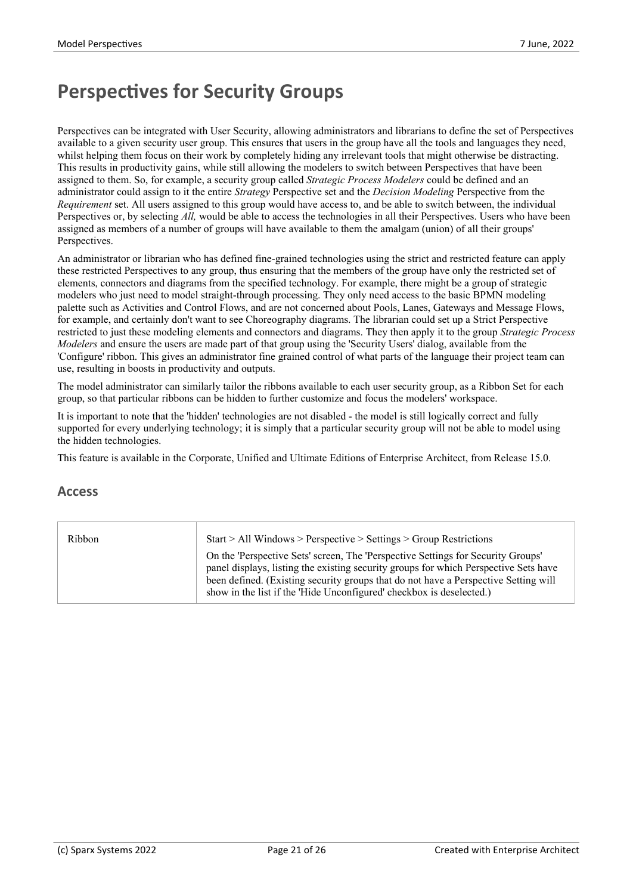# Perspectives for Security Groups

Perspectives can be integrated with User Security, allowing administrators and librarians to define the set of Perspectives available to a given security user group. This ensures that users in the group have all the tools and languages they need, whilst helping them focus on their work by completely hiding any irrelevant tools that might otherwise be distracting. This results in productivity gains, while still allowing the modelers to switch between Perspectives that have been assigned to them. So, for example, a security group called *Strategic Process Modelers* could be defined and an administrator could assign to it the entire *Strategy* Perspective set and the *Decision Modeling* Perspective from the *Requirement* set. All users assigned to this group would have access to, and be able to switch between, the individual Perspectives or, by selecting *All,* would be able to access the technologies in all their Perspectives. Users who have been assigned as members of a number of groups will have available to them the amalgam (union) of all their groups' Perspectives.

An administrator or librarian who has defined fine-grained technologies using the strict and restricted feature can apply these restricted Perspectives to any group, thus ensuring that the members of the group have only the restricted set of elements, connectors and diagrams from the specified technology. For example, there might be a group of strategic modelers who just need to model straight-through processing. They only need access to the basic BPMN modeling palette such as Activities and Control Flows, and are not concerned about Pools, Lanes, Gateways and Message Flows, for example, and certainly don't want to see Choreography diagrams. The librarian could set up a Strict Perspective restricted to just these modeling elements and connectors and diagrams. They then apply it to the group *Strategic Process Modelers* and ensure the users are made part of that group using the 'Security Users' dialog, available from the 'Configure' ribbon. This gives an administrator fine grained control of what parts of the language their project team can use, resulting in boosts in productivity and outputs.

The model administrator can similarly tailor the ribbons available to each user security group, as a Ribbon Set for each group, so that particular ribbons can be hidden to further customize and focus the modelers' workspace.

It is important to note that the 'hidden' technologies are not disabled - the model is still logically correct and fully supported for every underlying technology; it is simply that a particular security group will not be able to model using the hidden technologies.

This feature is available in the Corporate, Unified and Ultimate Editions of Enterprise Architect, from Release 15.0.

## Access

| | |
|---|---|
| Ribbon | Start > All Windows > Perspective > Settings > Group Restrictions<br><br>On the 'Perspective Sets' screen, The 'Perspective Settings for Security Groups' panel displays, listing the existing security groups for which Perspective Sets have been defined. (Existing security groups that do not have a Perspective Setting will show in the list if the 'Hide Unconfigured' checkbox is deselected.) |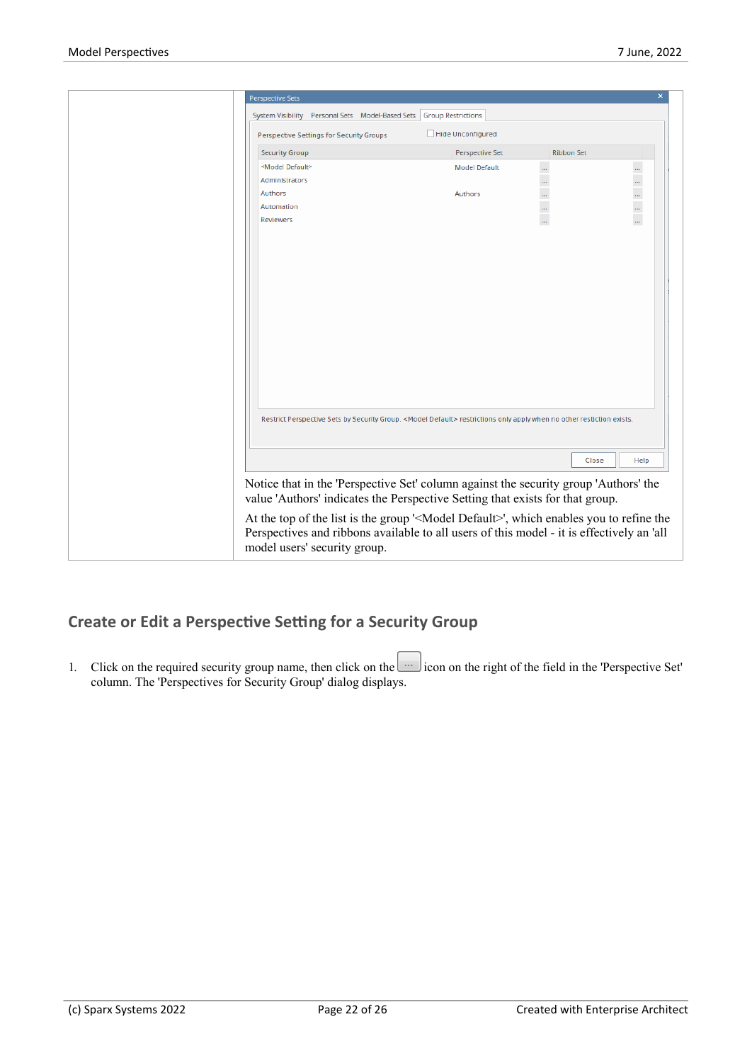| | Notice that in the 'Perspective Set' column against the security group 'Authors' the value 'Authors' indicates the Perspective Setting that exists for that group.<br><br>At the top of the list is the group '<Model Default>', which enables you to refine the Perspectives and ribbons available to all users of this model - it is effectively an 'all model users' security group. |
|---|---|

## Create or Edit a Perspective Setting for a Security Group

1. Click on the required security group name, then click on the ... icon on the right of the field in the 'Perspective Set' column. The 'Perspectives for Security Group' dialog displays.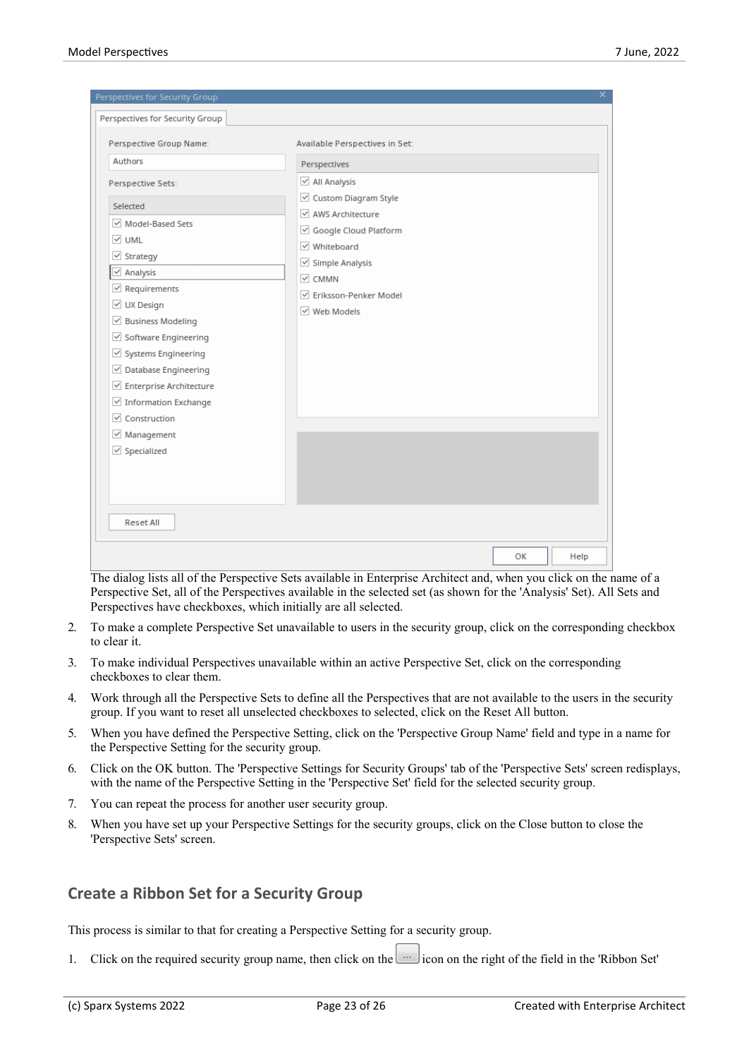The dialog lists all of the Perspective Sets available in Enterprise Architect and, when you click on the name of a Perspective Set, all of the Perspectives available in the selected set (as shown for the 'Analysis' Set). All Sets and Perspectives have checkboxes, which initially are all selected.

2. To make a complete Perspective Set unavailable to users in the security group, click on the corresponding checkbox to clear it.
3. To make individual Perspectives unavailable within an active Perspective Set, click on the corresponding checkboxes to clear them.
4. Work through all the Perspective Sets to define all the Perspectives that are not available to the users in the security group. If you want to reset all unselected checkboxes to selected, click on the Reset All button.
5. When you have defined the Perspective Setting, click on the 'Perspective Group Name' field and type in a name for the Perspective Setting for the security group.
6. Click on the OK button. The 'Perspective Settings for Security Groups' tab of the 'Perspective Sets' screen redisplays, with the name of the Perspective Setting in the 'Perspective Set' field for the selected security group.
7. You can repeat the process for another user security group.
8. When you have set up your Perspective Settings for the security groups, click on the Close button to close the 'Perspective Sets' screen.

## Create a Ribbon Set for a Security Group

This process is similar to that for creating a Perspective Setting for a security group.

1. Click on the required security group name, then click on the ... icon on the right of the field in the 'Ribbon Set'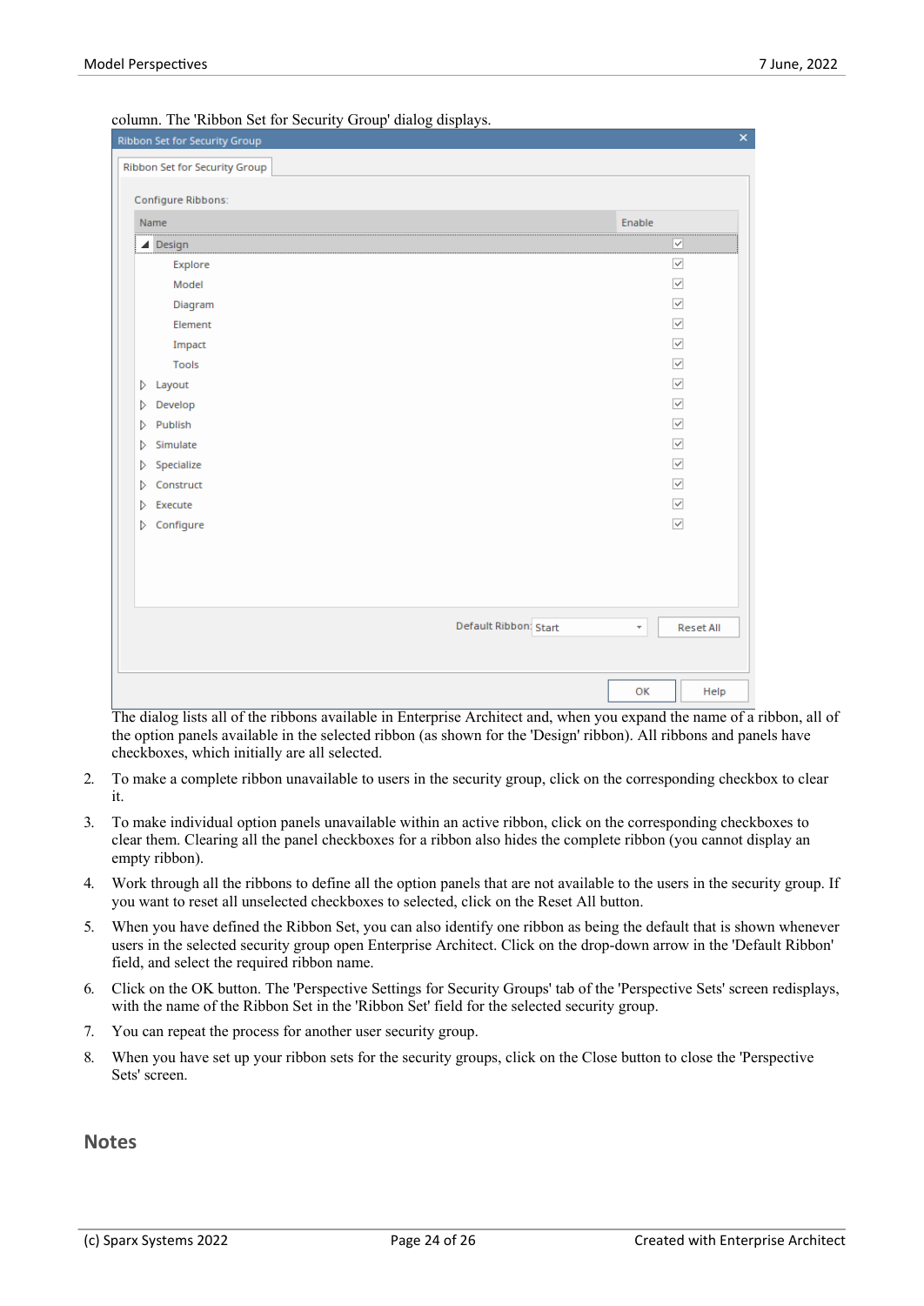column. The 'Ribbon Set for Security Group' dialog displays.

The dialog lists all of the ribbons available in Enterprise Architect and, when you expand the name of a ribbon, all of the option panels available in the selected ribbon (as shown for the 'Design' ribbon). All ribbons and panels have checkboxes, which initially are all selected.

2. To make a complete ribbon unavailable to users in the security group, click on the corresponding checkbox to clear it.
3. To make individual option panels unavailable within an active ribbon, click on the corresponding checkboxes to clear them. Clearing all the panel checkboxes for a ribbon also hides the complete ribbon (you cannot display an empty ribbon).
4. Work through all the ribbons to define all the option panels that are not available to the users in the security group. If you want to reset all unselected checkboxes to selected, click on the Reset All button.
5. When you have defined the Ribbon Set, you can also identify one ribbon as being the default that is shown whenever users in the selected security group open Enterprise Architect. Click on the drop-down arrow in the 'Default Ribbon' field, and select the required ribbon name.
6. Click on the OK button. The 'Perspective Settings for Security Groups' tab of the 'Perspective Sets' screen redisplays, with the name of the Ribbon Set in the 'Ribbon Set' field for the selected security group.
7. You can repeat the process for another user security group.
8. When you have set up your ribbon sets for the security groups, click on the Close button to close the 'Perspective Sets' screen.

## Notes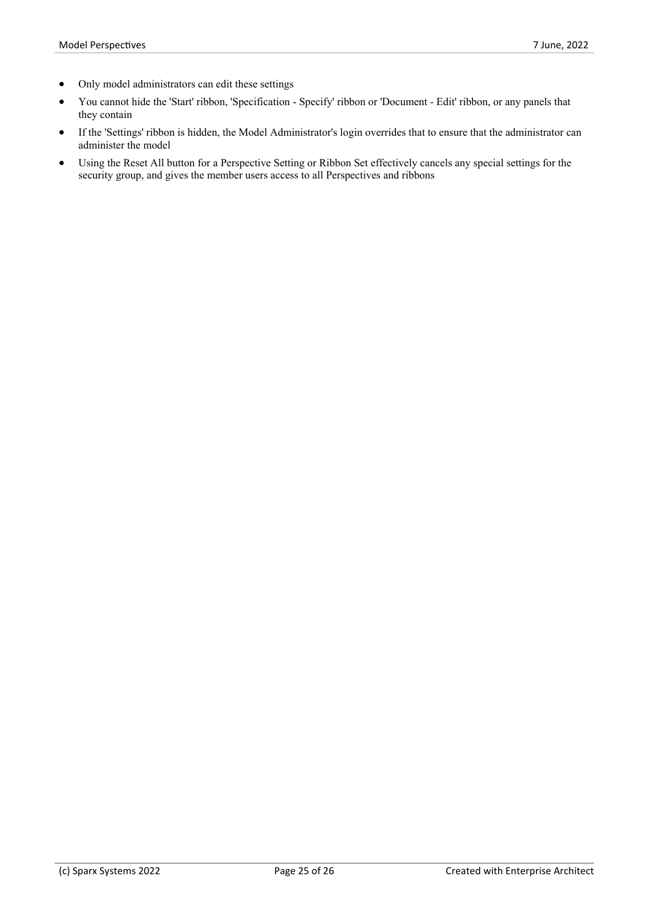- Only model administrators can edit these settings
- You cannot hide the 'Start' ribbon, 'Specification - Specify' ribbon or 'Document - Edit' ribbon, or any panels that they contain
- If the 'Settings' ribbon is hidden, the Model Administrator's login overrides that to ensure that the administrator can administer the model
- Using the Reset All button for a Perspective Setting or Ribbon Set effectively cancels any special settings for the security group, and gives the member users access to all Perspectives and ribbons